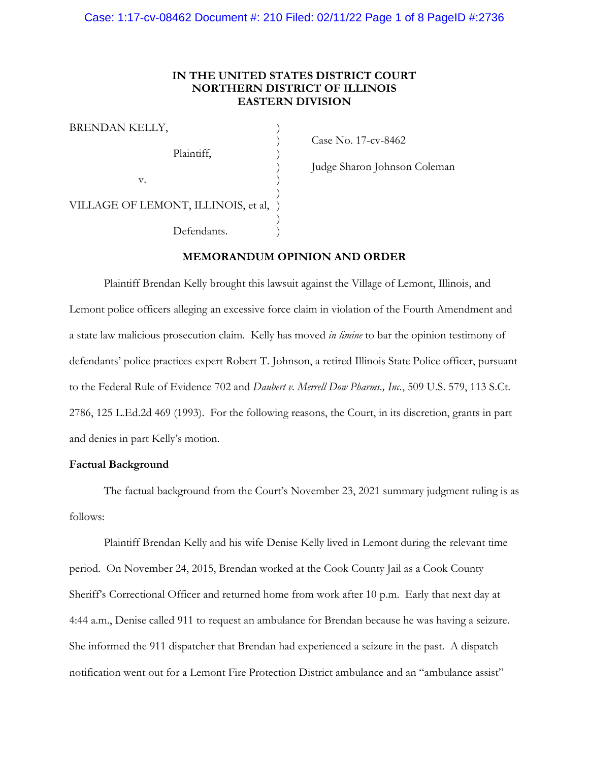**IN THE UNITED STATES DISTRICT COURT**
**NORTHERN DISTRICT OF ILLINOIS**
**EASTERN DIVISION**

BRENDAN KELLY,
Plaintiff,

v.

VILLAGE OF LEMONT, ILLINOIS, et al,
Defendants.

Case No. 17-cv-8462

Judge Sharon Johnson Coleman

**MEMORANDUM OPINION AND ORDER**

Plaintiff Brendan Kelly brought this lawsuit against the Village of Lemont, Illinois, and Lemont police officers alleging an excessive force claim in violation of the Fourth Amendment and a state law malicious prosecution claim. Kelly has moved *in limine* to bar the opinion testimony of defendants' police practices expert Robert T. Johnson, a retired Illinois State Police officer, pursuant to the Federal Rule of Evidence 702 and *Daubert v. Merrell Dow Pharms., Inc.*, 509 U.S. 579, 113 S.Ct. 2786, 125 L.Ed.2d 469 (1993). For the following reasons, the Court, in its discretion, grants in part and denies in part Kelly's motion.

**Factual Background**

The factual background from the Court's November 23, 2021 summary judgment ruling is as follows:

Plaintiff Brendan Kelly and his wife Denise Kelly lived in Lemont during the relevant time period. On November 24, 2015, Brendan worked at the Cook County Jail as a Cook County Sheriff's Correctional Officer and returned home from work after 10 p.m. Early that next day at 4:44 a.m., Denise called 911 to request an ambulance for Brendan because he was having a seizure. She informed the 911 dispatcher that Brendan had experienced a seizure in the past. A dispatch notification went out for a Lemont Fire Protection District ambulance and an "ambulance assist"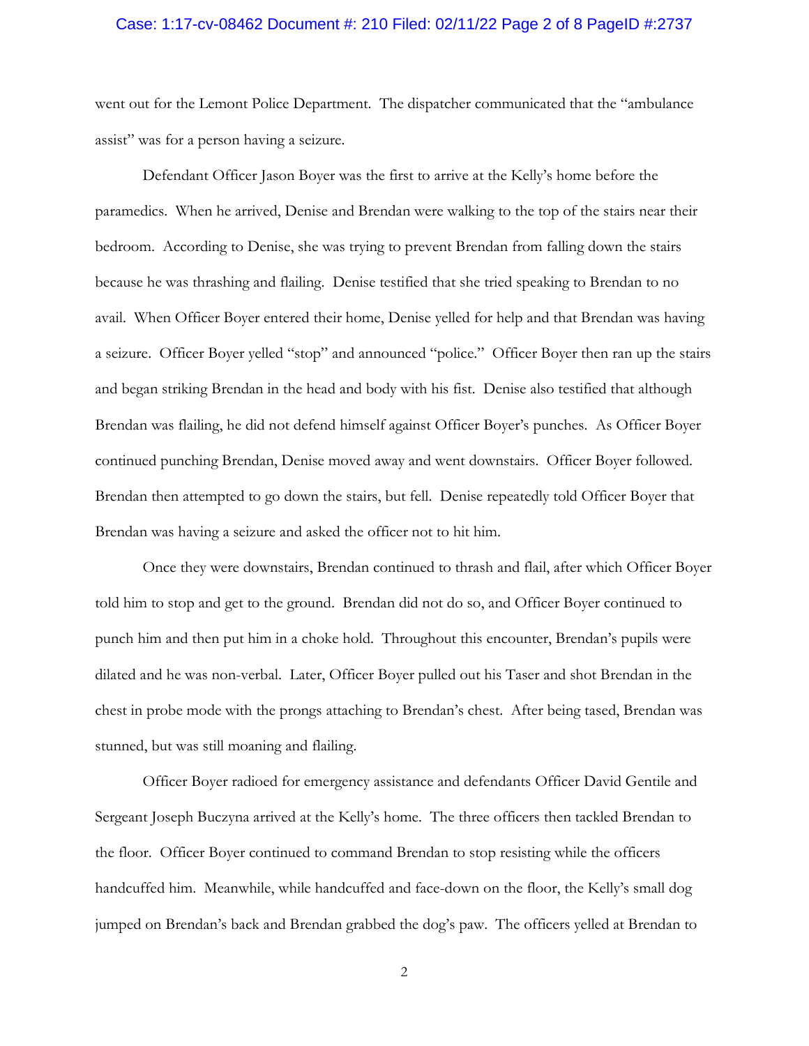went out for the Lemont Police Department. The dispatcher communicated that the "ambulance assist" was for a person having a seizure.

Defendant Officer Jason Boyer was the first to arrive at the Kelly's home before the paramedics. When he arrived, Denise and Brendan were walking to the top of the stairs near their bedroom. According to Denise, she was trying to prevent Brendan from falling down the stairs because he was thrashing and flailing. Denise testified that she tried speaking to Brendan to no avail. When Officer Boyer entered their home, Denise yelled for help and that Brendan was having a seizure. Officer Boyer yelled "stop" and announced "police." Officer Boyer then ran up the stairs and began striking Brendan in the head and body with his fist. Denise also testified that although Brendan was flailing, he did not defend himself against Officer Boyer's punches. As Officer Boyer continued punching Brendan, Denise moved away and went downstairs. Officer Boyer followed. Brendan then attempted to go down the stairs, but fell. Denise repeatedly told Officer Boyer that Brendan was having a seizure and asked the officer not to hit him.

Once they were downstairs, Brendan continued to thrash and flail, after which Officer Boyer told him to stop and get to the ground. Brendan did not do so, and Officer Boyer continued to punch him and then put him in a choke hold. Throughout this encounter, Brendan's pupils were dilated and he was non-verbal. Later, Officer Boyer pulled out his Taser and shot Brendan in the chest in probe mode with the prongs attaching to Brendan's chest. After being tased, Brendan was stunned, but was still moaning and flailing.

Officer Boyer radioed for emergency assistance and defendants Officer David Gentile and Sergeant Joseph Buczyna arrived at the Kelly's home. The three officers then tackled Brendan to the floor. Officer Boyer continued to command Brendan to stop resisting while the officers handcuffed him. Meanwhile, while handcuffed and face-down on the floor, the Kelly's small dog jumped on Brendan's back and Brendan grabbed the dog's paw. The officers yelled at Brendan to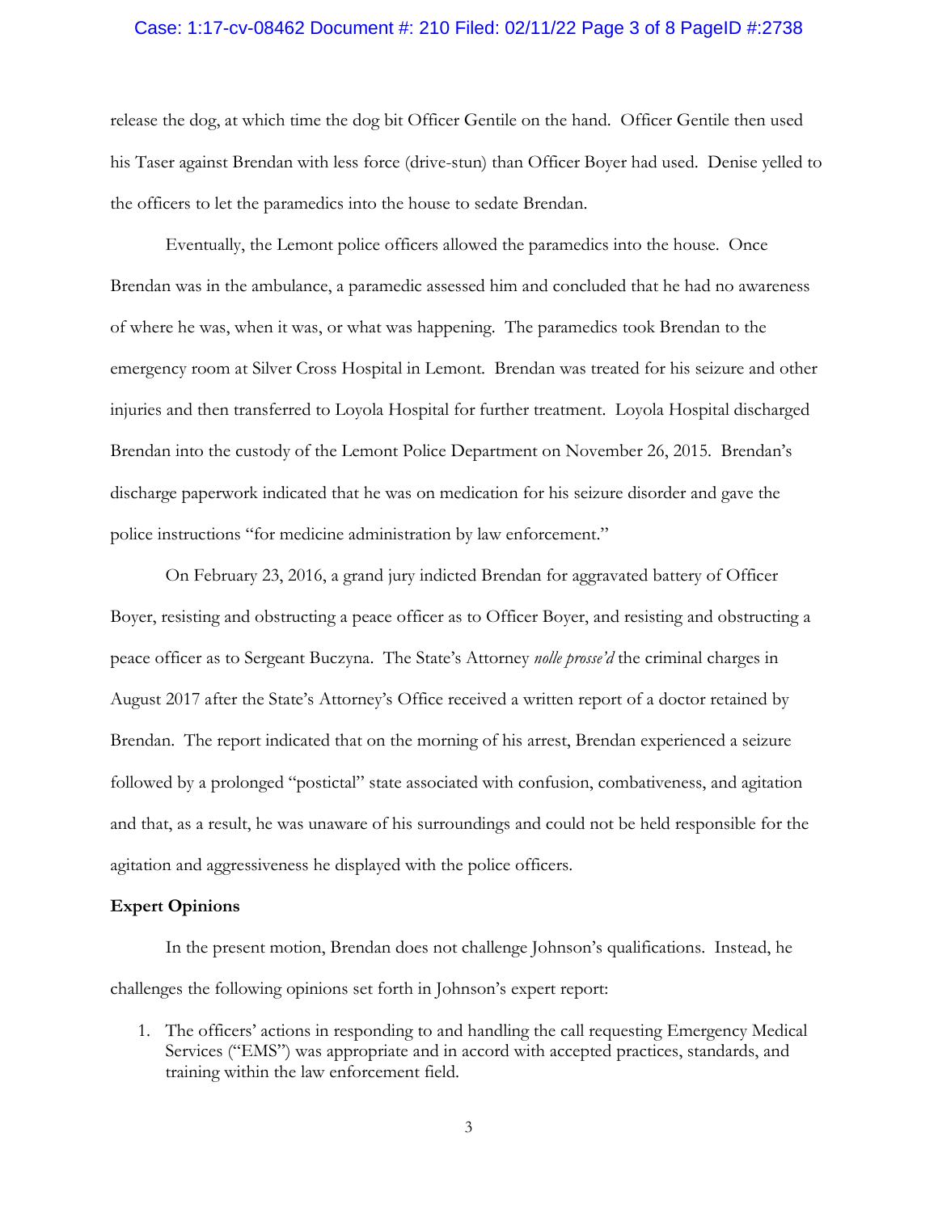release the dog, at which time the dog bit Officer Gentile on the hand. Officer Gentile then used his Taser against Brendan with less force (drive-stun) than Officer Boyer had used. Denise yelled to the officers to let the paramedics into the house to sedate Brendan.

Eventually, the Lemont police officers allowed the paramedics into the house. Once Brendan was in the ambulance, a paramedic assessed him and concluded that he had no awareness of where he was, when it was, or what was happening. The paramedics took Brendan to the emergency room at Silver Cross Hospital in Lemont. Brendan was treated for his seizure and other injuries and then transferred to Loyola Hospital for further treatment. Loyola Hospital discharged Brendan into the custody of the Lemont Police Department on November 26, 2015. Brendan's discharge paperwork indicated that he was on medication for his seizure disorder and gave the police instructions "for medicine administration by law enforcement."

On February 23, 2016, a grand jury indicted Brendan for aggravated battery of Officer Boyer, resisting and obstructing a peace officer as to Officer Boyer, and resisting and obstructing a peace officer as to Sergeant Buczyna. The State's Attorney *nolle prosse'd* the criminal charges in August 2017 after the State's Attorney's Office received a written report of a doctor retained by Brendan. The report indicated that on the morning of his arrest, Brendan experienced a seizure followed by a prolonged "postictal" state associated with confusion, combativeness, and agitation and that, as a result, he was unaware of his surroundings and could not be held responsible for the agitation and aggressiveness he displayed with the police officers.

**Expert Opinions**

In the present motion, Brendan does not challenge Johnson's qualifications. Instead, he challenges the following opinions set forth in Johnson's expert report:

1. The officers' actions in responding to and handling the call requesting Emergency Medical Services ("EMS") was appropriate and in accord with accepted practices, standards, and training within the law enforcement field.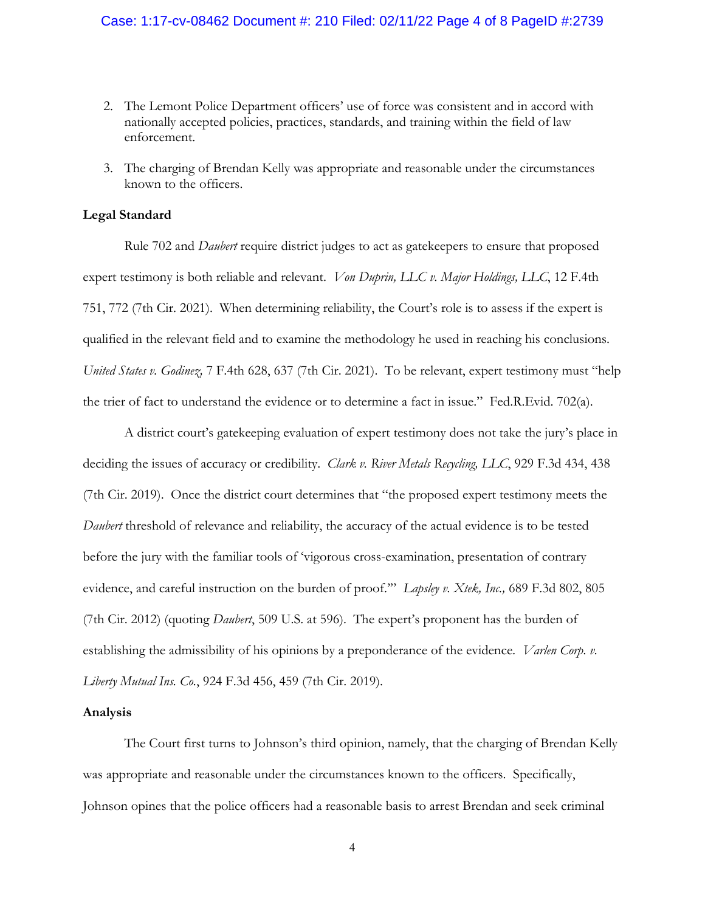2. The Lemont Police Department officers' use of force was consistent and in accord with nationally accepted policies, practices, standards, and training within the field of law enforcement.

3. The charging of Brendan Kelly was appropriate and reasonable under the circumstances known to the officers.

**Legal Standard**

Rule 702 and *Daubert* require district judges to act as gatekeepers to ensure that proposed expert testimony is both reliable and relevant. *Von Duprin, LLC v. Major Holdings, LLC*, 12 F.4th 751, 772 (7th Cir. 2021). When determining reliability, the Court's role is to assess if the expert is qualified in the relevant field and to examine the methodology he used in reaching his conclusions. *United States v. Godinez*, 7 F.4th 628, 637 (7th Cir. 2021). To be relevant, expert testimony must "help the trier of fact to understand the evidence or to determine a fact in issue." Fed.R.Evid. 702(a).

A district court's gatekeeping evaluation of expert testimony does not take the jury's place in deciding the issues of accuracy or credibility. *Clark v. River Metals Recycling, LLC*, 929 F.3d 434, 438 (7th Cir. 2019). Once the district court determines that "the proposed expert testimony meets the *Daubert* threshold of relevance and reliability, the accuracy of the actual evidence is to be tested before the jury with the familiar tools of 'vigorous cross-examination, presentation of contrary evidence, and careful instruction on the burden of proof.'" *Lapsley v. Xtek, Inc.,* 689 F.3d 802, 805 (7th Cir. 2012) (quoting *Daubert*, 509 U.S. at 596). The expert's proponent has the burden of establishing the admissibility of his opinions by a preponderance of the evidence. *Varlen Corp. v. Liberty Mutual Ins. Co.*, 924 F.3d 456, 459 (7th Cir. 2019).

**Analysis**

The Court first turns to Johnson's third opinion, namely, that the charging of Brendan Kelly was appropriate and reasonable under the circumstances known to the officers. Specifically, Johnson opines that the police officers had a reasonable basis to arrest Brendan and seek criminal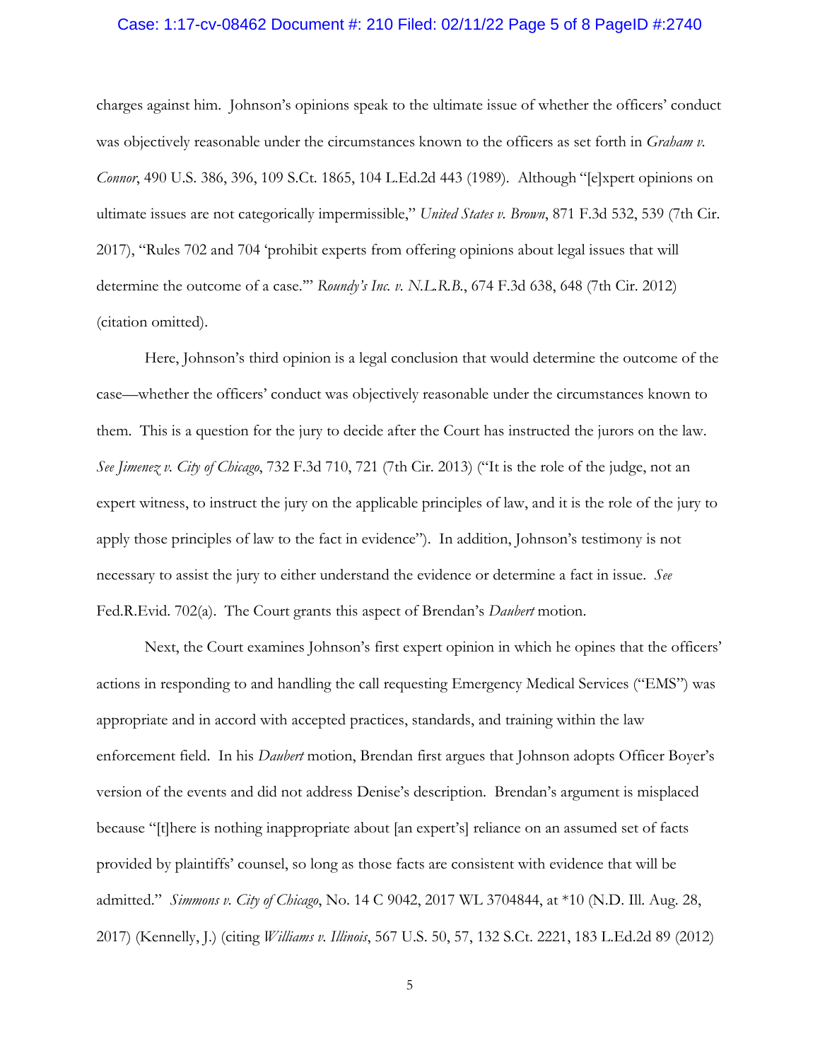charges against him. Johnson's opinions speak to the ultimate issue of whether the officers' conduct was objectively reasonable under the circumstances known to the officers as set forth in *Graham v. Connor*, 490 U.S. 386, 396, 109 S.Ct. 1865, 104 L.Ed.2d 443 (1989). Although "[e]xpert opinions on ultimate issues are not categorically impermissible," *United States v. Brown*, 871 F.3d 532, 539 (7th Cir. 2017), "Rules 702 and 704 'prohibit experts from offering opinions about legal issues that will determine the outcome of a case.'" *Roundy's Inc. v. N.L.R.B.*, 674 F.3d 638, 648 (7th Cir. 2012) (citation omitted).

Here, Johnson's third opinion is a legal conclusion that would determine the outcome of the case—whether the officers' conduct was objectively reasonable under the circumstances known to them. This is a question for the jury to decide after the Court has instructed the jurors on the law. *See Jimenez v. City of Chicago*, 732 F.3d 710, 721 (7th Cir. 2013) ("It is the role of the judge, not an expert witness, to instruct the jury on the applicable principles of law, and it is the role of the jury to apply those principles of law to the fact in evidence"). In addition, Johnson's testimony is not necessary to assist the jury to either understand the evidence or determine a fact in issue. *See* Fed.R.Evid. 702(a). The Court grants this aspect of Brendan's *Daubert* motion.

Next, the Court examines Johnson's first expert opinion in which he opines that the officers' actions in responding to and handling the call requesting Emergency Medical Services ("EMS") was appropriate and in accord with accepted practices, standards, and training within the law enforcement field. In his *Daubert* motion, Brendan first argues that Johnson adopts Officer Boyer's version of the events and did not address Denise's description. Brendan's argument is misplaced because "[t]here is nothing inappropriate about [an expert's] reliance on an assumed set of facts provided by plaintiffs' counsel, so long as those facts are consistent with evidence that will be admitted." *Simmons v. City of Chicago*, No. 14 C 9042, 2017 WL 3704844, at *10 (N.D. Ill. Aug. 28, 2017) (Kennelly, J.) (citing *Williams v. Illinois*, 567 U.S. 50, 57, 132 S.Ct. 2221, 183 L.Ed.2d 89 (2012)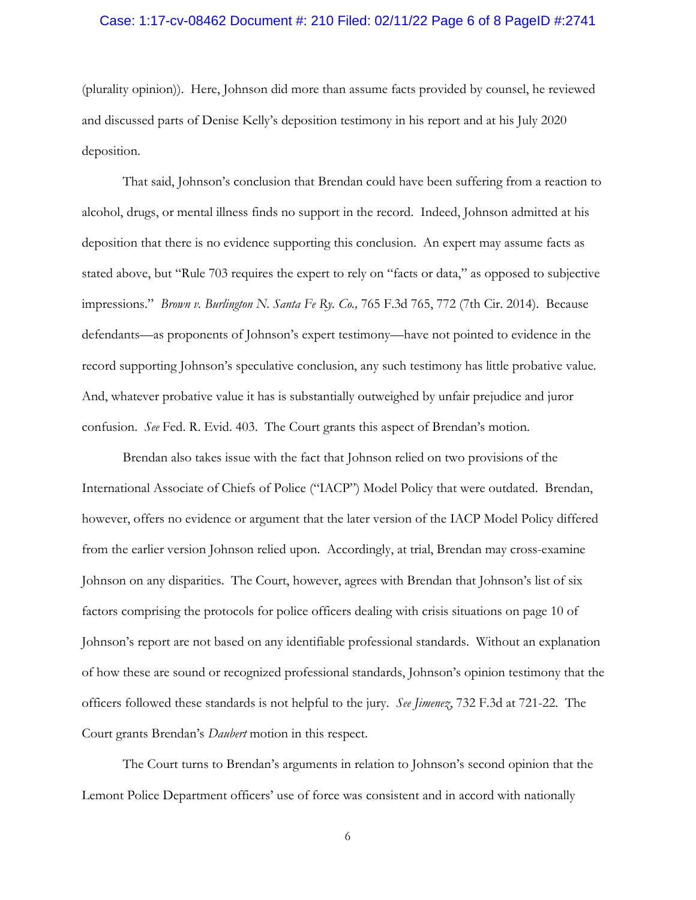(plurality opinion)). Here, Johnson did more than assume facts provided by counsel, he reviewed and discussed parts of Denise Kelly's deposition testimony in his report and at his July 2020 deposition.

That said, Johnson's conclusion that Brendan could have been suffering from a reaction to alcohol, drugs, or mental illness finds no support in the record. Indeed, Johnson admitted at his deposition that there is no evidence supporting this conclusion. An expert may assume facts as stated above, but "Rule 703 requires the expert to rely on "facts or data," as opposed to subjective impressions." *Brown v. Burlington N. Santa Fe Ry. Co.,* 765 F.3d 765, 772 (7th Cir. 2014). Because defendants—as proponents of Johnson's expert testimony—have not pointed to evidence in the record supporting Johnson's speculative conclusion, any such testimony has little probative value. And, whatever probative value it has is substantially outweighed by unfair prejudice and juror confusion. *See* Fed. R. Evid. 403. The Court grants this aspect of Brendan's motion.

Brendan also takes issue with the fact that Johnson relied on two provisions of the International Associate of Chiefs of Police ("IACP") Model Policy that were outdated. Brendan, however, offers no evidence or argument that the later version of the IACP Model Policy differed from the earlier version Johnson relied upon. Accordingly, at trial, Brendan may cross-examine Johnson on any disparities. The Court, however, agrees with Brendan that Johnson's list of six factors comprising the protocols for police officers dealing with crisis situations on page 10 of Johnson's report are not based on any identifiable professional standards. Without an explanation of how these are sound or recognized professional standards, Johnson's opinion testimony that the officers followed these standards is not helpful to the jury. *See Jimenez,* 732 F.3d at 721-22. The Court grants Brendan's *Daubert* motion in this respect.

The Court turns to Brendan's arguments in relation to Johnson's second opinion that the Lemont Police Department officers' use of force was consistent and in accord with nationally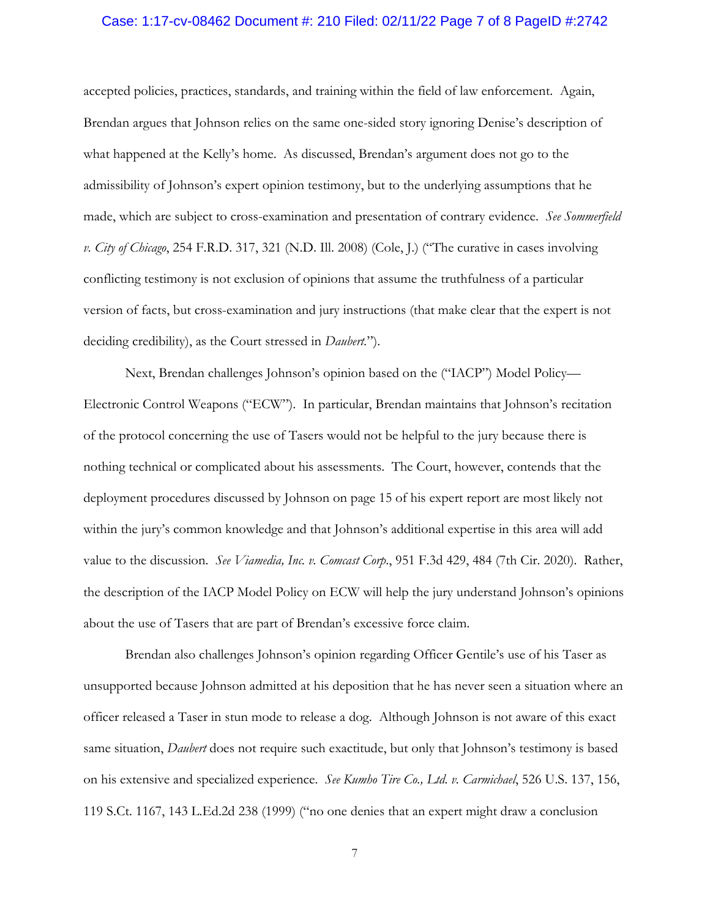accepted policies, practices, standards, and training within the field of law enforcement. Again, Brendan argues that Johnson relies on the same one-sided story ignoring Denise's description of what happened at the Kelly's home. As discussed, Brendan's argument does not go to the admissibility of Johnson's expert opinion testimony, but to the underlying assumptions that he made, which are subject to cross-examination and presentation of contrary evidence. *See Sommerfield v. City of Chicago*, 254 F.R.D. 317, 321 (N.D. Ill. 2008) (Cole, J.) ("The curative in cases involving conflicting testimony is not exclusion of opinions that assume the truthfulness of a particular version of facts, but cross-examination and jury instructions (that make clear that the expert is not deciding credibility), as the Court stressed in *Daubert*.").

Next, Brendan challenges Johnson's opinion based on the ("IACP") Model Policy—Electronic Control Weapons ("ECW"). In particular, Brendan maintains that Johnson's recitation of the protocol concerning the use of Tasers would not be helpful to the jury because there is nothing technical or complicated about his assessments. The Court, however, contends that the deployment procedures discussed by Johnson on page 15 of his expert report are most likely not within the jury's common knowledge and that Johnson's additional expertise in this area will add value to the discussion. *See Viamedia, Inc. v. Comcast Corp.*, 951 F.3d 429, 484 (7th Cir. 2020). Rather, the description of the IACP Model Policy on ECW will help the jury understand Johnson's opinions about the use of Tasers that are part of Brendan's excessive force claim.

Brendan also challenges Johnson's opinion regarding Officer Gentile's use of his Taser as unsupported because Johnson admitted at his deposition that he has never seen a situation where an officer released a Taser in stun mode to release a dog. Although Johnson is not aware of this exact same situation, *Daubert* does not require such exactitude, but only that Johnson's testimony is based on his extensive and specialized experience. *See Kumho Tire Co., Ltd. v. Carmichael*, 526 U.S. 137, 156, 119 S.Ct. 1167, 143 L.Ed.2d 238 (1999) ("no one denies that an expert might draw a conclusion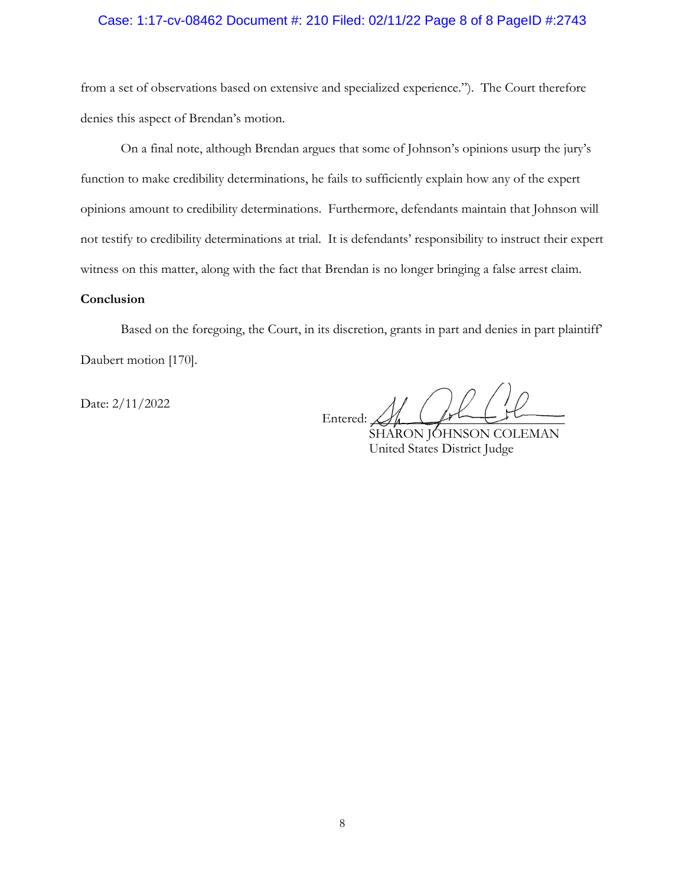from a set of observations based on extensive and specialized experience."). The Court therefore denies this aspect of Brendan's motion.

On a final note, although Brendan argues that some of Johnson's opinions usurp the jury's function to make credibility determinations, he fails to sufficiently explain how any of the expert opinions amount to credibility determinations. Furthermore, defendants maintain that Johnson will not testify to credibility determinations at trial. It is defendants' responsibility to instruct their expert witness on this matter, along with the fact that Brendan is no longer bringing a false arrest claim.

**Conclusion**

Based on the foregoing, the Court, in its discretion, grants in part and denies in part plaintiff' Daubert motion [170].

Date: 2/11/2022

Entered: ______________________________
SHARON JOHNSON COLEMAN
United States District Judge